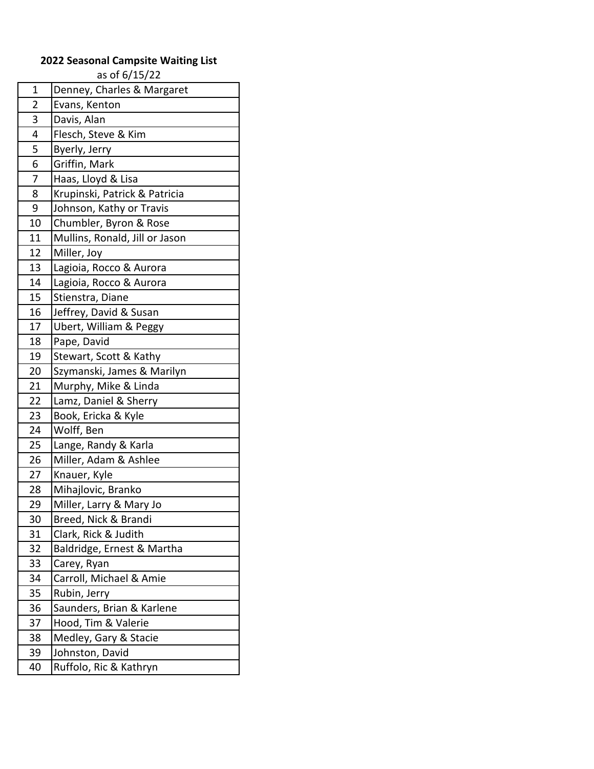**2022 Seasonal Campsite Waiting List**

as of 6/15/22

| # | Name |
|---|---|
| 1 | Denney, Charles & Margaret |
| 2 | Evans, Kenton |
| 3 | Davis, Alan |
| 4 | Flesch, Steve & Kim |
| 5 | Byerly, Jerry |
| 6 | Griffin, Mark |
| 7 | Haas, Lloyd & Lisa |
| 8 | Krupinski, Patrick & Patricia |
| 9 | Johnson, Kathy or Travis |
| 10 | Chumbler, Byron & Rose |
| 11 | Mullins, Ronald, Jill or Jason |
| 12 | Miller, Joy |
| 13 | Lagioia, Rocco & Aurora |
| 14 | Lagioia, Rocco & Aurora |
| 15 | Stienstra, Diane |
| 16 | Jeffrey, David & Susan |
| 17 | Ubert, William & Peggy |
| 18 | Pape, David |
| 19 | Stewart, Scott & Kathy |
| 20 | Szymanski, James & Marilyn |
| 21 | Murphy, Mike & Linda |
| 22 | Lamz, Daniel & Sherry |
| 23 | Book, Ericka & Kyle |
| 24 | Wolff, Ben |
| 25 | Lange, Randy & Karla |
| 26 | Miller, Adam & Ashlee |
| 27 | Knauer, Kyle |
| 28 | Mihajlovic, Branko |
| 29 | Miller, Larry & Mary Jo |
| 30 | Breed, Nick & Brandi |
| 31 | Clark, Rick & Judith |
| 32 | Baldridge, Ernest & Martha |
| 33 | Carey, Ryan |
| 34 | Carroll, Michael & Amie |
| 35 | Rubin, Jerry |
| 36 | Saunders, Brian & Karlene |
| 37 | Hood, Tim & Valerie |
| 38 | Medley, Gary & Stacie |
| 39 | Johnston, David |
| 40 | Ruffolo, Ric & Kathryn |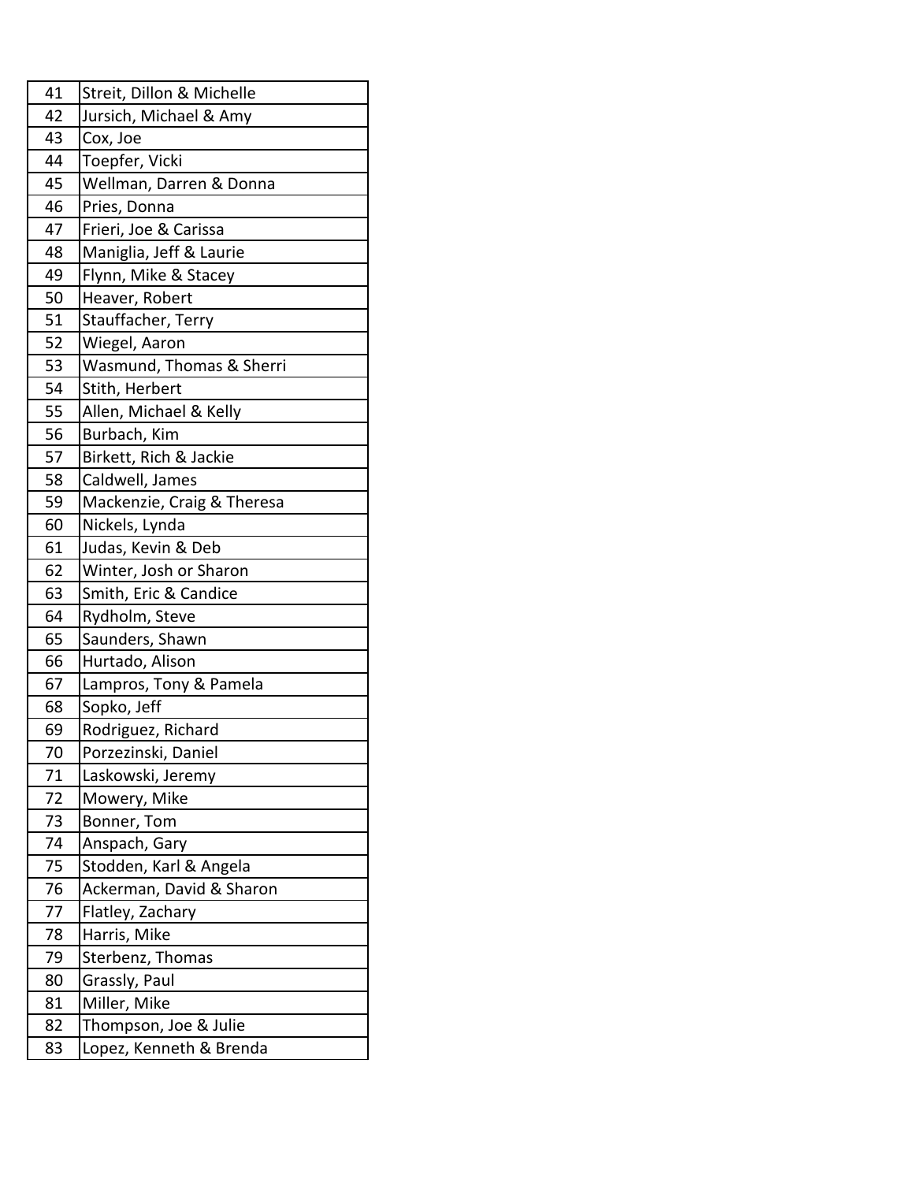| 41 | Streit, Dillon & Michelle |
|---|---|
| 42 | Jursich, Michael & Amy |
| 43 | Cox, Joe |
| 44 | Toepfer, Vicki |
| 45 | Wellman, Darren & Donna |
| 46 | Pries, Donna |
| 47 | Frieri, Joe & Carissa |
| 48 | Maniglia, Jeff & Laurie |
| 49 | Flynn, Mike & Stacey |
| 50 | Heaver, Robert |
| 51 | Stauffacher, Terry |
| 52 | Wiegel, Aaron |
| 53 | Wasmund, Thomas & Sherri |
| 54 | Stith, Herbert |
| 55 | Allen, Michael & Kelly |
| 56 | Burbach, Kim |
| 57 | Birkett, Rich & Jackie |
| 58 | Caldwell, James |
| 59 | Mackenzie, Craig & Theresa |
| 60 | Nickels, Lynda |
| 61 | Judas, Kevin & Deb |
| 62 | Winter, Josh or Sharon |
| 63 | Smith, Eric & Candice |
| 64 | Rydholm, Steve |
| 65 | Saunders, Shawn |
| 66 | Hurtado, Alison |
| 67 | Lampros, Tony & Pamela |
| 68 | Sopko, Jeff |
| 69 | Rodriguez, Richard |
| 70 | Porzezinski, Daniel |
| 71 | Laskowski, Jeremy |
| 72 | Mowery, Mike |
| 73 | Bonner, Tom |
| 74 | Anspach, Gary |
| 75 | Stodden, Karl & Angela |
| 76 | Ackerman, David & Sharon |
| 77 | Flatley, Zachary |
| 78 | Harris, Mike |
| 79 | Sterbenz, Thomas |
| 80 | Grassly, Paul |
| 81 | Miller, Mike |
| 82 | Thompson, Joe & Julie |
| 83 | Lopez, Kenneth & Brenda |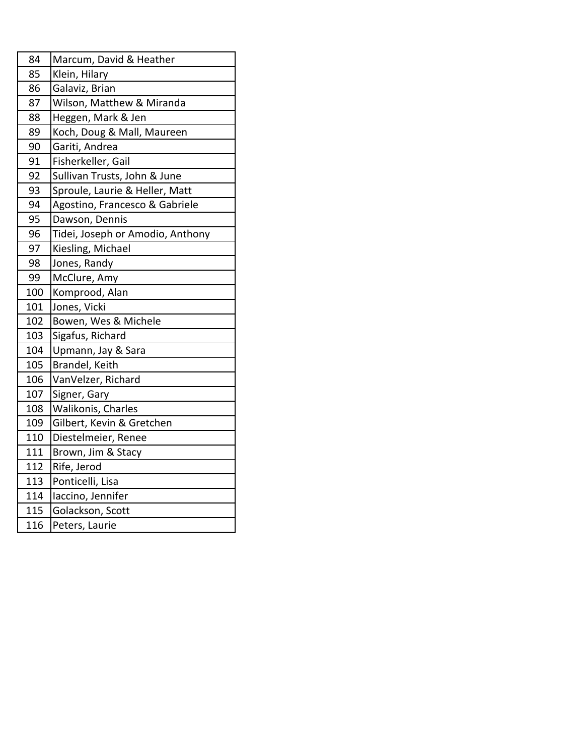| | |
|---|---|
| 84 | Marcum, David & Heather |
| 85 | Klein, Hilary |
| 86 | Galaviz, Brian |
| 87 | Wilson, Matthew & Miranda |
| 88 | Heggen, Mark & Jen |
| 89 | Koch, Doug & Mall, Maureen |
| 90 | Gariti, Andrea |
| 91 | Fisherkeller, Gail |
| 92 | Sullivan Trusts, John & June |
| 93 | Sproule, Laurie & Heller, Matt |
| 94 | Agostino, Francesco & Gabriele |
| 95 | Dawson, Dennis |
| 96 | Tidei, Joseph or Amodio, Anthony |
| 97 | Kiesling, Michael |
| 98 | Jones, Randy |
| 99 | McClure, Amy |
| 100 | Komprood, Alan |
| 101 | Jones, Vicki |
| 102 | Bowen, Wes & Michele |
| 103 | Sigafus, Richard |
| 104 | Upmann, Jay & Sara |
| 105 | Brandel, Keith |
| 106 | VanVelzer, Richard |
| 107 | Signer, Gary |
| 108 | Walikonis, Charles |
| 109 | Gilbert, Kevin & Gretchen |
| 110 | Diestelmeier, Renee |
| 111 | Brown, Jim & Stacy |
| 112 | Rife, Jerod |
| 113 | Ponticelli, Lisa |
| 114 | Iaccino, Jennifer |
| 115 | Golackson, Scott |
| 116 | Peters, Laurie |